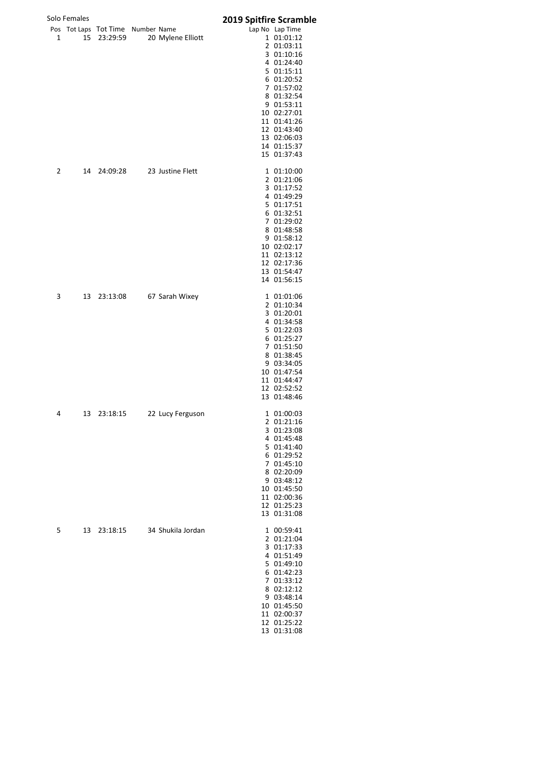Solo Females

# 2019 Spitfire Scramble

| Pos | Tot Laps | Tot Time | Number | Name | Lap No | Lap Time |
|---|---|---|---|---|---|---|
| 1 | 15 | 23:29:59 | 20 | Mylene Elliott | 1 | 01:01:12 |
| | | | | | 2 | 01:03:11 |
| | | | | | 3 | 01:10:16 |
| | | | | | 4 | 01:24:40 |
| | | | | | 5 | 01:15:11 |
| | | | | | 6 | 01:20:52 |
| | | | | | 7 | 01:57:02 |
| | | | | | 8 | 01:32:54 |
| | | | | | 9 | 01:53:11 |
| | | | | | 10 | 02:27:01 |
| | | | | | 11 | 01:41:26 |
| | | | | | 12 | 01:43:40 |
| | | | | | 13 | 02:06:03 |
| | | | | | 14 | 01:15:37 |
| | | | | | 15 | 01:37:43 |
| 2 | 14 | 24:09:28 | 23 | Justine Flett | 1 | 01:10:00 |
| | | | | | 2 | 01:21:06 |
| | | | | | 3 | 01:17:52 |
| | | | | | 4 | 01:49:29 |
| | | | | | 5 | 01:17:51 |
| | | | | | 6 | 01:32:51 |
| | | | | | 7 | 01:29:02 |
| | | | | | 8 | 01:48:58 |
| | | | | | 9 | 01:58:12 |
| | | | | | 10 | 02:02:17 |
| | | | | | 11 | 02:13:12 |
| | | | | | 12 | 02:17:36 |
| | | | | | 13 | 01:54:47 |
| | | | | | 14 | 01:56:15 |
| 3 | 13 | 23:13:08 | 67 | Sarah Wixey | 1 | 01:01:06 |
| | | | | | 2 | 01:10:34 |
| | | | | | 3 | 01:20:01 |
| | | | | | 4 | 01:34:58 |
| | | | | | 5 | 01:22:03 |
| | | | | | 6 | 01:25:27 |
| | | | | | 7 | 01:51:50 |
| | | | | | 8 | 01:38:45 |
| | | | | | 9 | 03:34:05 |
| | | | | | 10 | 01:47:54 |
| | | | | | 11 | 01:44:47 |
| | | | | | 12 | 02:52:52 |
| | | | | | 13 | 01:48:46 |
| 4 | 13 | 23:18:15 | 22 | Lucy Ferguson | 1 | 01:00:03 |
| | | | | | 2 | 01:21:16 |
| | | | | | 3 | 01:23:08 |
| | | | | | 4 | 01:45:48 |
| | | | | | 5 | 01:41:40 |
| | | | | | 6 | 01:29:52 |
| | | | | | 7 | 01:45:10 |
| | | | | | 8 | 02:20:09 |
| | | | | | 9 | 03:48:12 |
| | | | | | 10 | 01:45:50 |
| | | | | | 11 | 02:00:36 |
| | | | | | 12 | 01:25:23 |
| | | | | | 13 | 01:31:08 |
| 5 | 13 | 23:18:15 | 34 | Shukila Jordan | 1 | 00:59:41 |
| | | | | | 2 | 01:21:04 |
| | | | | | 3 | 01:17:33 |
| | | | | | 4 | 01:51:49 |
| | | | | | 5 | 01:49:10 |
| | | | | | 6 | 01:42:23 |
| | | | | | 7 | 01:33:12 |
| | | | | | 8 | 02:12:12 |
| | | | | | 9 | 03:48:14 |
| | | | | | 10 | 01:45:50 |
| | | | | | 11 | 02:00:37 |
| | | | | | 12 | 01:25:22 |
| | | | | | 13 | 01:31:08 |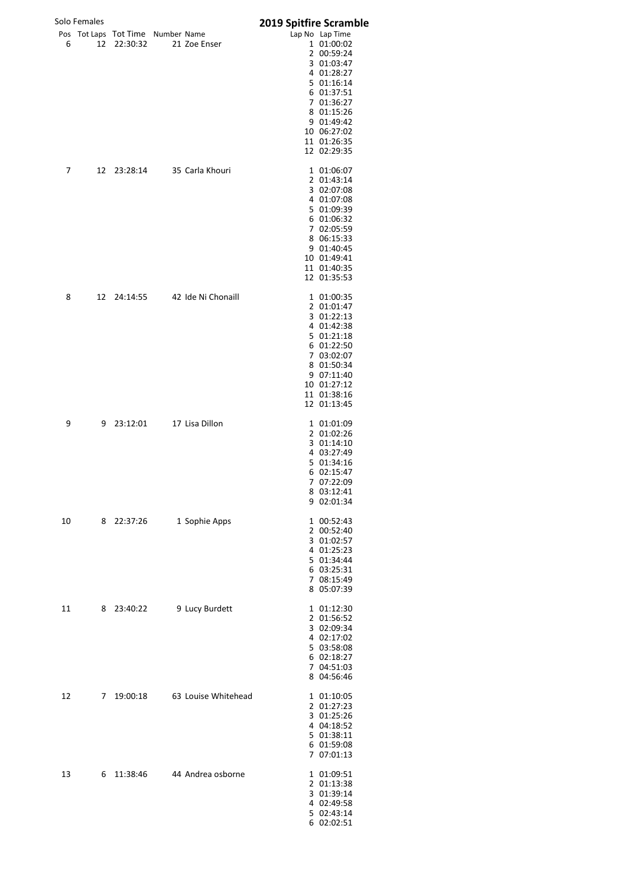Solo Females

# 2019 Spitfire Scramble

| Pos | Tot Laps | Tot Time | Number | Name | Lap No | Lap Time |
|---|---|---|---|---|---|---|
| 6 | 12 | 22:30:32 | 21 | Zoe Enser | 1 | 01:00:02 |
| | | | | | 2 | 00:59:24 |
| | | | | | 3 | 01:03:47 |
| | | | | | 4 | 01:28:27 |
| | | | | | 5 | 01:16:14 |
| | | | | | 6 | 01:37:51 |
| | | | | | 7 | 01:36:27 |
| | | | | | 8 | 01:15:26 |
| | | | | | 9 | 01:49:42 |
| | | | | | 10 | 06:27:02 |
| | | | | | 11 | 01:26:35 |
| | | | | | 12 | 02:29:35 |
| 7 | 12 | 23:28:14 | 35 | Carla Khouri | 1 | 01:06:07 |
| | | | | | 2 | 01:43:14 |
| | | | | | 3 | 02:07:08 |
| | | | | | 4 | 01:07:08 |
| | | | | | 5 | 01:09:39 |
| | | | | | 6 | 01:06:32 |
| | | | | | 7 | 02:05:59 |
| | | | | | 8 | 06:15:33 |
| | | | | | 9 | 01:40:45 |
| | | | | | 10 | 01:49:41 |
| | | | | | 11 | 01:40:35 |
| | | | | | 12 | 01:35:53 |
| 8 | 12 | 24:14:55 | 42 | Ide Ni Chonaill | 1 | 01:00:35 |
| | | | | | 2 | 01:01:47 |
| | | | | | 3 | 01:22:13 |
| | | | | | 4 | 01:42:38 |
| | | | | | 5 | 01:21:18 |
| | | | | | 6 | 01:22:50 |
| | | | | | 7 | 03:02:07 |
| | | | | | 8 | 01:50:34 |
| | | | | | 9 | 07:11:40 |
| | | | | | 10 | 01:27:12 |
| | | | | | 11 | 01:38:16 |
| | | | | | 12 | 01:13:45 |
| 9 | 9 | 23:12:01 | 17 | Lisa Dillon | 1 | 01:01:09 |
| | | | | | 2 | 01:02:26 |
| | | | | | 3 | 01:14:10 |
| | | | | | 4 | 03:27:49 |
| | | | | | 5 | 01:34:16 |
| | | | | | 6 | 02:15:47 |
| | | | | | 7 | 07:22:09 |
| | | | | | 8 | 03:12:41 |
| | | | | | 9 | 02:01:34 |
| 10 | 8 | 22:37:26 | 1 | Sophie Apps | 1 | 00:52:43 |
| | | | | | 2 | 00:52:40 |
| | | | | | 3 | 01:02:57 |
| | | | | | 4 | 01:25:23 |
| | | | | | 5 | 01:34:44 |
| | | | | | 6 | 03:25:31 |
| | | | | | 7 | 08:15:49 |
| | | | | | 8 | 05:07:39 |
| 11 | 8 | 23:40:22 | 9 | Lucy Burdett | 1 | 01:12:30 |
| | | | | | 2 | 01:56:52 |
| | | | | | 3 | 02:09:34 |
| | | | | | 4 | 02:17:02 |
| | | | | | 5 | 03:58:08 |
| | | | | | 6 | 02:18:27 |
| | | | | | 7 | 04:51:03 |
| | | | | | 8 | 04:56:46 |
| 12 | 7 | 19:00:18 | 63 | Louise Whitehead | 1 | 01:10:05 |
| | | | | | 2 | 01:27:23 |
| | | | | | 3 | 01:25:26 |
| | | | | | 4 | 04:18:52 |
| | | | | | 5 | 01:38:11 |
| | | | | | 6 | 01:59:08 |
| | | | | | 7 | 07:01:13 |
| 13 | 6 | 11:38:46 | 44 | Andrea osborne | 1 | 01:09:51 |
| | | | | | 2 | 01:13:38 |
| | | | | | 3 | 01:39:14 |
| | | | | | 4 | 02:49:58 |
| | | | | | 5 | 02:43:14 |
| | | | | | 6 | 02:02:51 |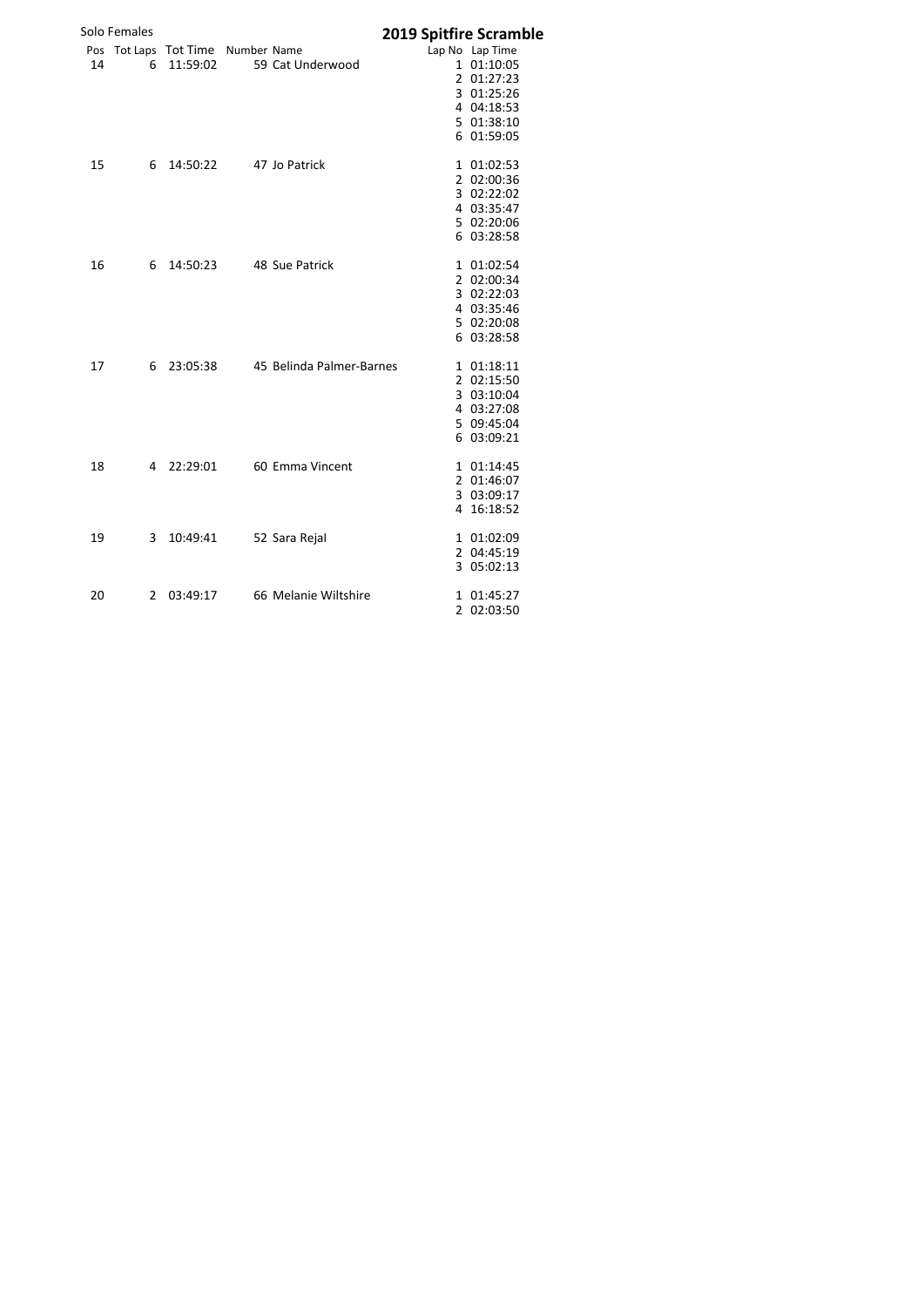Solo Females

## 2019 Spitfire Scramble

| Pos | Tot Laps | Tot Time | Number | Name | Lap No | Lap Time |
|---|---|---|---|---|---|---|
| 14 | 6 | 11:59:02 | 59 | Cat Underwood | 1 | 01:10:05 |
| | | | | | 2 | 01:27:23 |
| | | | | | 3 | 01:25:26 |
| | | | | | 4 | 04:18:53 |
| | | | | | 5 | 01:38:10 |
| | | | | | 6 | 01:59:05 |
| 15 | 6 | 14:50:22 | 47 | Jo Patrick | 1 | 01:02:53 |
| | | | | | 2 | 02:00:36 |
| | | | | | 3 | 02:22:02 |
| | | | | | 4 | 03:35:47 |
| | | | | | 5 | 02:20:06 |
| | | | | | 6 | 03:28:58 |
| 16 | 6 | 14:50:23 | 48 | Sue Patrick | 1 | 01:02:54 |
| | | | | | 2 | 02:00:34 |
| | | | | | 3 | 02:22:03 |
| | | | | | 4 | 03:35:46 |
| | | | | | 5 | 02:20:08 |
| | | | | | 6 | 03:28:58 |
| 17 | 6 | 23:05:38 | 45 | Belinda Palmer-Barnes | 1 | 01:18:11 |
| | | | | | 2 | 02:15:50 |
| | | | | | 3 | 03:10:04 |
| | | | | | 4 | 03:27:08 |
| | | | | | 5 | 09:45:04 |
| | | | | | 6 | 03:09:21 |
| 18 | 4 | 22:29:01 | 60 | Emma Vincent | 1 | 01:14:45 |
| | | | | | 2 | 01:46:07 |
| | | | | | 3 | 03:09:17 |
| | | | | | 4 | 16:18:52 |
| 19 | 3 | 10:49:41 | 52 | Sara Rejal | 1 | 01:02:09 |
| | | | | | 2 | 04:45:19 |
| | | | | | 3 | 05:02:13 |
| 20 | 2 | 03:49:17 | 66 | Melanie Wiltshire | 1 | 01:45:27 |
| | | | | | 2 | 02:03:50 |